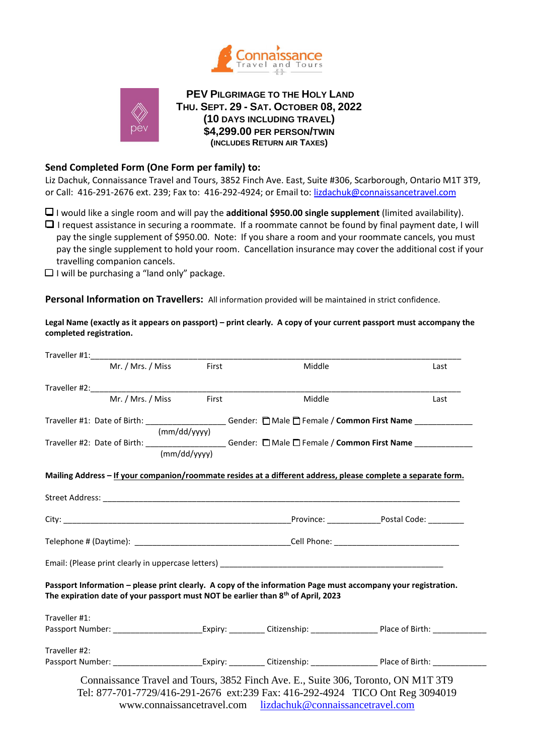Connaissance Travel and Tours

# PEV Pilgrimage to the Holy Land

**Thu. Sept. 29 - Sat. October 08, 2022**
**(10 days including travel)**
**$4,299.00 per person/twin**
**(includes Return air Taxes)**

## Send Completed Form (One Form per family) to:

Liz Dachuk, Connaissance Travel and Tours, 3852 Finch Ave. East, Suite #306, Scarborough, Ontario M1T 3T9, or Call: 416-291-2676 ext. 239; Fax to: 416-292-4924; or Email to: lizdachuk@connaissancetravel.com

- ☐ I would like a single room and will pay the **additional $950.00 single supplement** (limited availability).
- ☐ I request assistance in securing a roommate. If a roommate cannot be found by final payment date, I will pay the single supplement of $950.00. Note: If you share a room and your roommate cancels, you must pay the single supplement to hold your room. Cancellation insurance may cover the additional cost if your travelling companion cancels.
- ☐ I will be purchasing a "land only" package.

## Personal Information on Travellers:

All information provided will be maintained in strict confidence.

**Legal Name (exactly as it appears on passport) – print clearly. A copy of your current passport must accompany the completed registration.**

Traveller #1:______________________________________________________________________
Mr. / Mrs. / Miss          First          Middle          Last

Traveller #2:______________________________________________________________________
Mr. / Mrs. / Miss          First          Middle          Last

Traveller #1: Date of Birth: _________________ Gender: ☐ Male ☐ Female / **Common First Name** _____________
(mm/dd/yyyy)

Traveller #2: Date of Birth: _________________ Gender: ☐ Male ☐ Female / **Common First Name** _____________
(mm/dd/yyyy)

**Mailing Address – If your companion/roommate resides at a different address, please complete a separate form.**

Street Address: ___________________________________________________________________________

City: _____________________________________________________Province: ___________Postal Code: ________

Telephone # (Daytime): ___________________________________Cell Phone: ____________________________

Email: (Please print clearly in uppercase letters) __________________________________________________

**Passport Information – please print clearly. A copy of the information Page must accompany your registration. The expiration date of your passport must NOT be earlier than 8th of April, 2023**

Traveller #1:
Passport Number: ____________________Expiry: ________ Citizenship: _______________ Place of Birth: ____________

Traveller #2:
Passport Number: ____________________Expiry: ________ Citizenship: _______________ Place of Birth: ____________

Connaissance Travel and Tours, 3852 Finch Ave. E., Suite 306, Toronto, ON M1T 3T9
Tel: 877-701-7729/416-291-2676 ext:239 Fax: 416-292-4924 TICO Ont Reg 3094019
www.connaissancetravel.com lizdachuk@connaissancetravel.com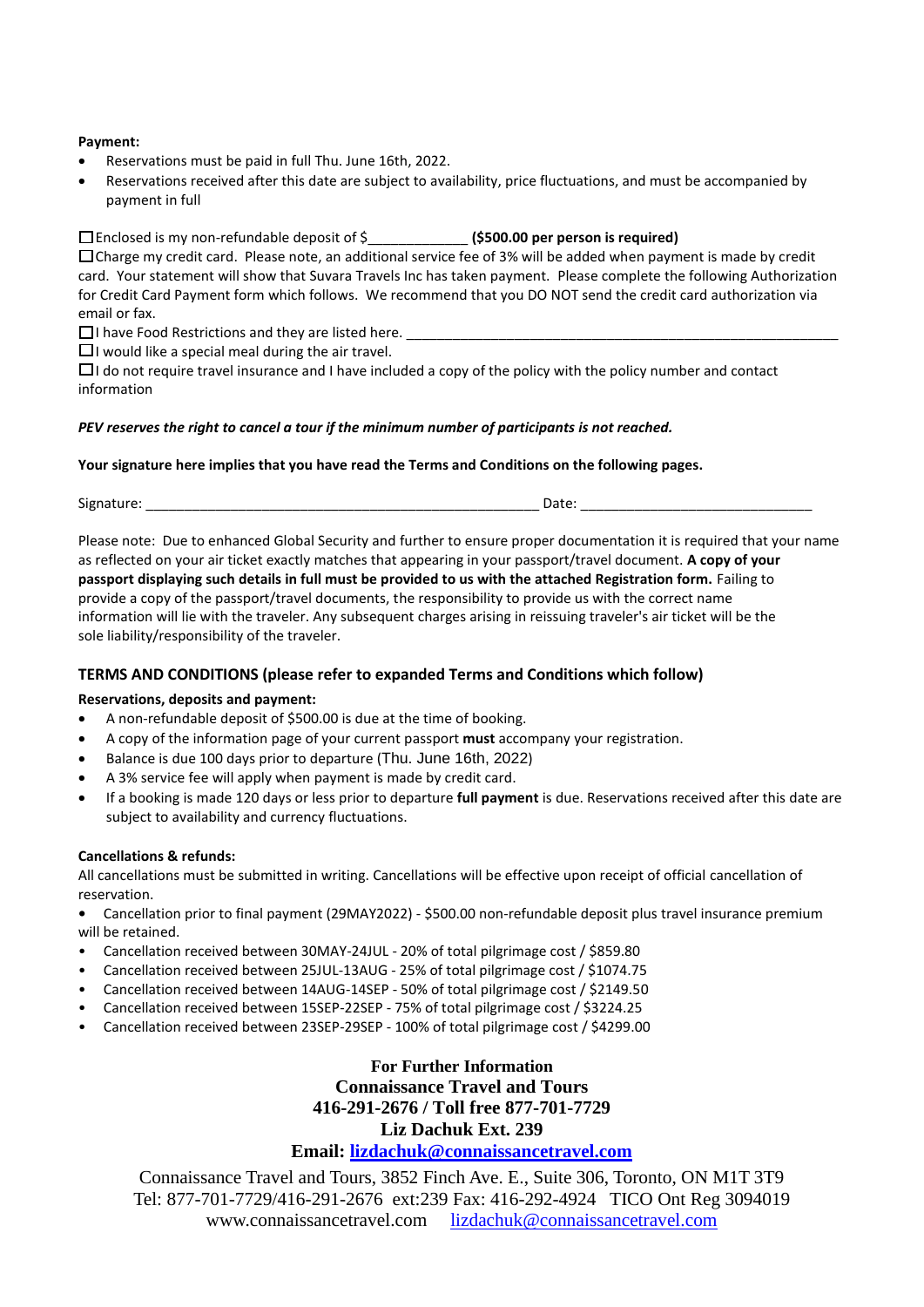**Payment:**

- Reservations must be paid in full Thu. June 16th, 2022.
- Reservations received after this date are subject to availability, price fluctuations, and must be accompanied by payment in full

☐ Enclosed is my non-refundable deposit of $____________ **($500.00 per person is required)**
☐ Charge my credit card. Please note, an additional service fee of 3% will be added when payment is made by credit card. Your statement will show that Suvara Travels Inc has taken payment. Please complete the following Authorization for Credit Card Payment form which follows. We recommend that you DO NOT send the credit card authorization via email or fax.
☐ I have Food Restrictions and they are listed here. ________________________________________________________
☐ I would like a special meal during the air travel.
☐ I do not require travel insurance and I have included a copy of the policy with the policy number and contact information

***PEV reserves the right to cancel a tour if the minimum number of participants is not reached.***

**Your signature here implies that you have read the Terms and Conditions on the following pages.**

Signature: ____________________________________________________ Date: _____________________________

Please note: Due to enhanced Global Security and further to ensure proper documentation it is required that your name as reflected on your air ticket exactly matches that appearing in your passport/travel document. **A copy of your passport displaying such details in full must be provided to us with the attached Registration form.** Failing to provide a copy of the passport/travel documents, the responsibility to provide us with the correct name information will lie with the traveler. Any subsequent charges arising in reissuing traveler's air ticket will be the sole liability/responsibility of the traveler.

## TERMS AND CONDITIONS (please refer to expanded Terms and Conditions which follow)

**Reservations, deposits and payment:**

- A non-refundable deposit of $500.00 is due at the time of booking.
- A copy of the information page of your current passport **must** accompany your registration.
- Balance is due 100 days prior to departure (Thu. June 16th, 2022)
- A 3% service fee will apply when payment is made by credit card.
- If a booking is made 120 days or less prior to departure **full payment** is due. Reservations received after this date are subject to availability and currency fluctuations.

**Cancellations & refunds:**

All cancellations must be submitted in writing. Cancellations will be effective upon receipt of official cancellation of reservation.

- Cancellation prior to final payment (29MAY2022) - $500.00 non-refundable deposit plus travel insurance premium will be retained.
- Cancellation received between 30MAY-24JUL - 20% of total pilgrimage cost / $859.80
- Cancellation received between 25JUL-13AUG - 25% of total pilgrimage cost / $1074.75
- Cancellation received between 14AUG-14SEP - 50% of total pilgrimage cost / $2149.50
- Cancellation received between 15SEP-22SEP - 75% of total pilgrimage cost / $3224.25
- Cancellation received between 23SEP-29SEP - 100% of total pilgrimage cost / $4299.00

**For Further Information**
**Connaissance Travel and Tours**
**416-291-2676 / Toll free 877-701-7729**
**Liz Dachuk Ext. 239**
**Email: lizdachuk@connaissancetravel.com**

Connaissance Travel and Tours, 3852 Finch Ave. E., Suite 306, Toronto, ON M1T 3T9
Tel: 877-701-7729/416-291-2676 ext:239 Fax: 416-292-4924 TICO Ont Reg 3094019
www.connaissancetravel.com lizdachuk@connaissancetravel.com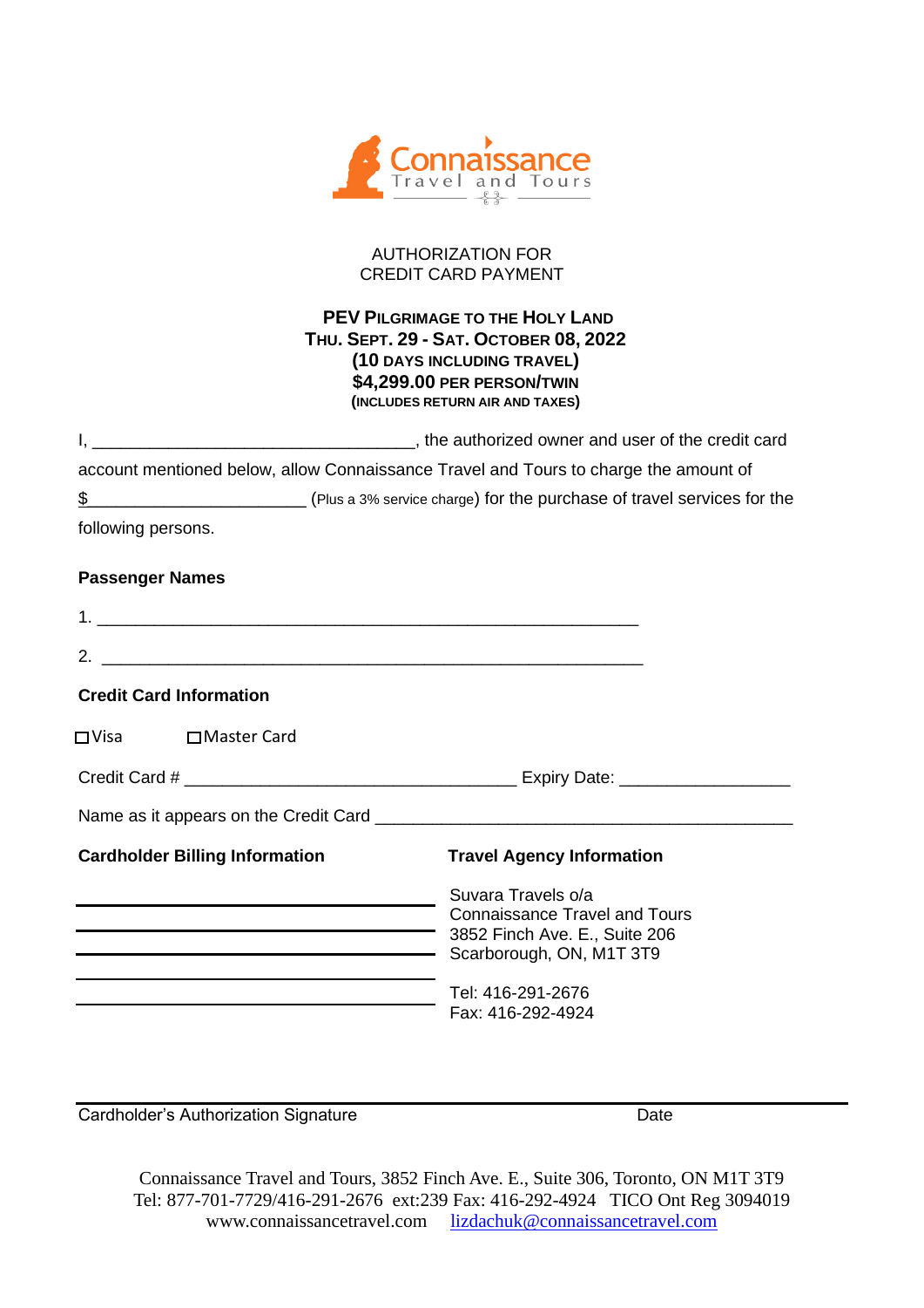Connaissance
Travel and Tours

AUTHORIZATION FOR
CREDIT CARD PAYMENT

**PEV PILGRIMAGE TO THE HOLY LAND**
**THU. SEPT. 29 - SAT. OCTOBER 08, 2022**
**(10 DAYS INCLUDING TRAVEL)**
**$4,299.00 PER PERSON/TWIN**
**(INCLUDES RETURN AIR AND TAXES)**

I, ___________________________________, the authorized owner and user of the credit card account mentioned below, allow Connaissance Travel and Tours to charge the amount of $_______________________ (Plus a 3% service charge) for the purchase of travel services for the following persons.

**Passenger Names**

1. ___________________________________________________________

2. ___________________________________________________________

**Credit Card Information**

☐ Visa ☐ Master Card

Credit Card # ___________________________________ Expiry Date: __________________

Name as it appears on the Credit Card _____________________________________________

**Cardholder Billing Information**

_______________________________________

_______________________________________

_______________________________________

_______________________________________

_______________________________________

**Travel Agency Information**

Suvara Travels o/a
Connaissance Travel and Tours
3852 Finch Ave. E., Suite 206
Scarborough, ON, M1T 3T9

Tel: 416-291-2676
Fax: 416-292-4924

_______________________________________________________________________________

Cardholder's Authorization Signature Date

Connaissance Travel and Tours, 3852 Finch Ave. E., Suite 306, Toronto, ON M1T 3T9
Tel: 877-701-7729/416-291-2676 ext:239 Fax: 416-292-4924 TICO Ont Reg 3094019
www.connaissancetravel.com lizdachuk@connaissancetravel.com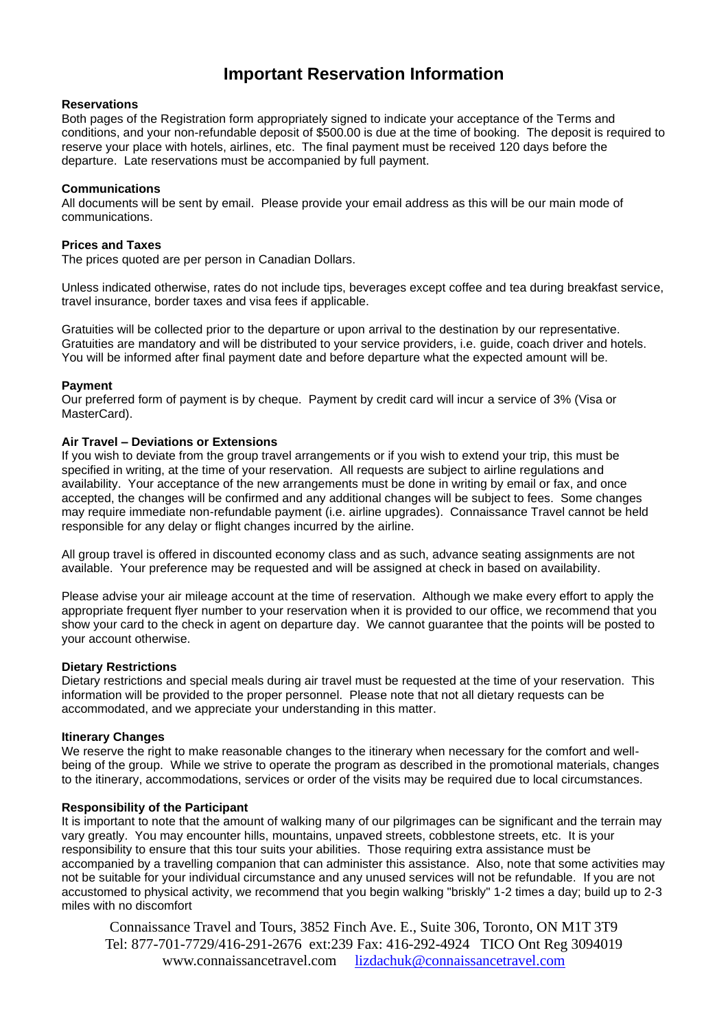# Important Reservation Information

**Reservations**

Both pages of the Registration form appropriately signed to indicate your acceptance of the Terms and conditions, and your non-refundable deposit of $500.00 is due at the time of booking. The deposit is required to reserve your place with hotels, airlines, etc. The final payment must be received 120 days before the departure. Late reservations must be accompanied by full payment.

**Communications**

All documents will be sent by email. Please provide your email address as this will be our main mode of communications.

**Prices and Taxes**

The prices quoted are per person in Canadian Dollars.

Unless indicated otherwise, rates do not include tips, beverages except coffee and tea during breakfast service, travel insurance, border taxes and visa fees if applicable.

Gratuities will be collected prior to the departure or upon arrival to the destination by our representative. Gratuities are mandatory and will be distributed to your service providers, i.e. guide, coach driver and hotels. You will be informed after final payment date and before departure what the expected amount will be.

**Payment**

Our preferred form of payment is by cheque. Payment by credit card will incur a service of 3% (Visa or MasterCard).

**Air Travel – Deviations or Extensions**

If you wish to deviate from the group travel arrangements or if you wish to extend your trip, this must be specified in writing, at the time of your reservation. All requests are subject to airline regulations and availability. Your acceptance of the new arrangements must be done in writing by email or fax, and once accepted, the changes will be confirmed and any additional changes will be subject to fees. Some changes may require immediate non-refundable payment (i.e. airline upgrades). Connaissance Travel cannot be held responsible for any delay or flight changes incurred by the airline.

All group travel is offered in discounted economy class and as such, advance seating assignments are not available. Your preference may be requested and will be assigned at check in based on availability.

Please advise your air mileage account at the time of reservation. Although we make every effort to apply the appropriate frequent flyer number to your reservation when it is provided to our office, we recommend that you show your card to the check in agent on departure day. We cannot guarantee that the points will be posted to your account otherwise.

**Dietary Restrictions**

Dietary restrictions and special meals during air travel must be requested at the time of your reservation. This information will be provided to the proper personnel. Please note that not all dietary requests can be accommodated, and we appreciate your understanding in this matter.

**Itinerary Changes**

We reserve the right to make reasonable changes to the itinerary when necessary for the comfort and well-being of the group. While we strive to operate the program as described in the promotional materials, changes to the itinerary, accommodations, services or order of the visits may be required due to local circumstances.

**Responsibility of the Participant**

It is important to note that the amount of walking many of our pilgrimages can be significant and the terrain may vary greatly. You may encounter hills, mountains, unpaved streets, cobblestone streets, etc. It is your responsibility to ensure that this tour suits your abilities. Those requiring extra assistance must be accompanied by a travelling companion that can administer this assistance. Also, note that some activities may not be suitable for your individual circumstance and any unused services will not be refundable. If you are not accustomed to physical activity, we recommend that you begin walking "briskly" 1-2 times a day; build up to 2-3 miles with no discomfort

Connaissance Travel and Tours, 3852 Finch Ave. E., Suite 306, Toronto, ON M1T 3T9
Tel: 877-701-7729/416-291-2676 ext:239 Fax: 416-292-4924 TICO Ont Reg 3094019
www.connaissancetravel.com lizdachuk@connaissancetravel.com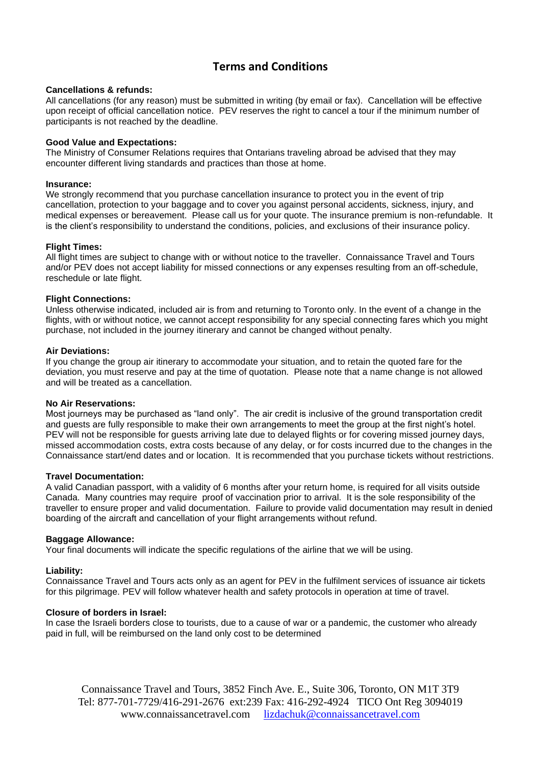# Terms and Conditions

**Cancellations & refunds:**
All cancellations (for any reason) must be submitted in writing (by email or fax). Cancellation will be effective upon receipt of official cancellation notice. PEV reserves the right to cancel a tour if the minimum number of participants is not reached by the deadline.

**Good Value and Expectations:**
The Ministry of Consumer Relations requires that Ontarians traveling abroad be advised that they may encounter different living standards and practices than those at home.

**Insurance:**
We strongly recommend that you purchase cancellation insurance to protect you in the event of trip cancellation, protection to your baggage and to cover you against personal accidents, sickness, injury, and medical expenses or bereavement. Please call us for your quote. The insurance premium is non-refundable. It is the client's responsibility to understand the conditions, policies, and exclusions of their insurance policy.

**Flight Times:**
All flight times are subject to change with or without notice to the traveller. Connaissance Travel and Tours and/or PEV does not accept liability for missed connections or any expenses resulting from an off-schedule, reschedule or late flight.

**Flight Connections:**
Unless otherwise indicated, included air is from and returning to Toronto only. In the event of a change in the flights, with or without notice, we cannot accept responsibility for any special connecting fares which you might purchase, not included in the journey itinerary and cannot be changed without penalty.

**Air Deviations:**
If you change the group air itinerary to accommodate your situation, and to retain the quoted fare for the deviation, you must reserve and pay at the time of quotation. Please note that a name change is not allowed and will be treated as a cancellation.

**No Air Reservations:**
Most journeys may be purchased as "land only". The air credit is inclusive of the ground transportation credit and guests are fully responsible to make their own arrangements to meet the group at the first night's hotel. PEV will not be responsible for guests arriving late due to delayed flights or for covering missed journey days, missed accommodation costs, extra costs because of any delay, or for costs incurred due to the changes in the Connaissance start/end dates and or location. It is recommended that you purchase tickets without restrictions.

**Travel Documentation:**
A valid Canadian passport, with a validity of 6 months after your return home, is required for all visits outside Canada. Many countries may require proof of vaccination prior to arrival. It is the sole responsibility of the traveller to ensure proper and valid documentation. Failure to provide valid documentation may result in denied boarding of the aircraft and cancellation of your flight arrangements without refund.

**Baggage Allowance:**
Your final documents will indicate the specific regulations of the airline that we will be using.

**Liability:**
Connaissance Travel and Tours acts only as an agent for PEV in the fulfilment services of issuance air tickets for this pilgrimage. PEV will follow whatever health and safety protocols in operation at time of travel.

**Closure of borders in Israel:**
In case the Israeli borders close to tourists, due to a cause of war or a pandemic, the customer who already paid in full, will be reimbursed on the land only cost to be determined

Connaissance Travel and Tours, 3852 Finch Ave. E., Suite 306, Toronto, ON M1T 3T9
Tel: 877-701-7729/416-291-2676 ext:239 Fax: 416-292-4924 TICO Ont Reg 3094019
www.connaissancetravel.com lizdachuk@connaissancetravel.com